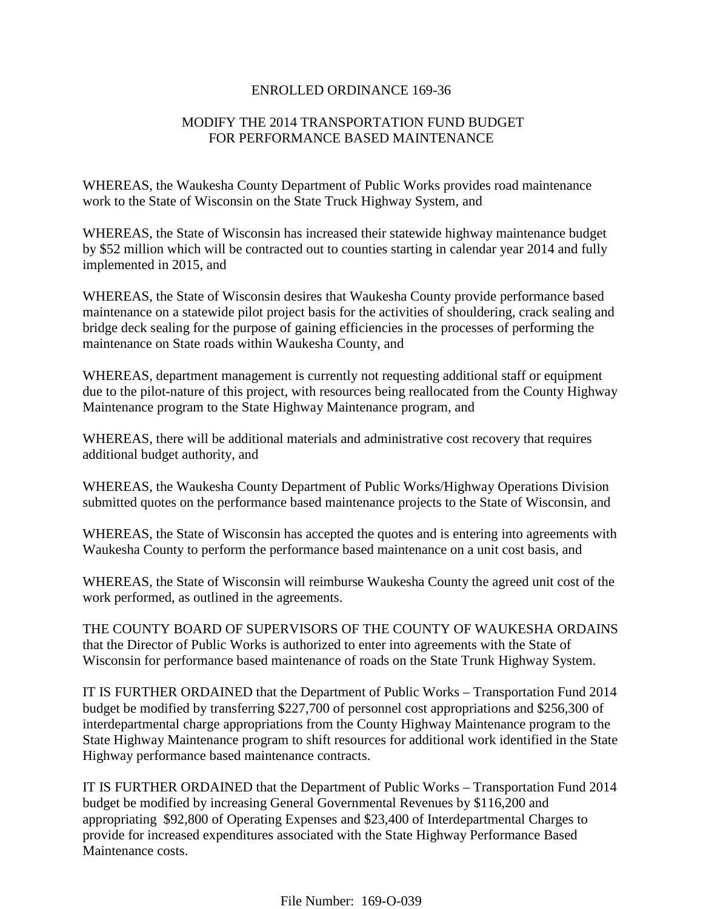# ENROLLED ORDINANCE 169-36

## MODIFY THE 2014 TRANSPORTATION FUND BUDGET FOR PERFORMANCE BASED MAINTENANCE

WHEREAS, the Waukesha County Department of Public Works provides road maintenance work to the State of Wisconsin on the State Truck Highway System, and

WHEREAS, the State of Wisconsin has increased their statewide highway maintenance budget by $52 million which will be contracted out to counties starting in calendar year 2014 and fully implemented in 2015, and

WHEREAS, the State of Wisconsin desires that Waukesha County provide performance based maintenance on a statewide pilot project basis for the activities of shouldering, crack sealing and bridge deck sealing for the purpose of gaining efficiencies in the processes of performing the maintenance on State roads within Waukesha County, and

WHEREAS, department management is currently not requesting additional staff or equipment due to the pilot-nature of this project, with resources being reallocated from the County Highway Maintenance program to the State Highway Maintenance program, and

WHEREAS, there will be additional materials and administrative cost recovery that requires additional budget authority, and

WHEREAS, the Waukesha County Department of Public Works/Highway Operations Division submitted quotes on the performance based maintenance projects to the State of Wisconsin, and

WHEREAS, the State of Wisconsin has accepted the quotes and is entering into agreements with Waukesha County to perform the performance based maintenance on a unit cost basis, and

WHEREAS, the State of Wisconsin will reimburse Waukesha County the agreed unit cost of the work performed, as outlined in the agreements.

THE COUNTY BOARD OF SUPERVISORS OF THE COUNTY OF WAUKESHA ORDAINS that the Director of Public Works is authorized to enter into agreements with the State of Wisconsin for performance based maintenance of roads on the State Trunk Highway System.

IT IS FURTHER ORDAINED that the Department of Public Works – Transportation Fund 2014 budget be modified by transferring $227,700 of personnel cost appropriations and $256,300 of interdepartmental charge appropriations from the County Highway Maintenance program to the State Highway Maintenance program to shift resources for additional work identified in the State Highway performance based maintenance contracts.

IT IS FURTHER ORDAINED that the Department of Public Works – Transportation Fund 2014 budget be modified by increasing General Governmental Revenues by $116,200 and appropriating $92,800 of Operating Expenses and $23,400 of Interdepartmental Charges to provide for increased expenditures associated with the State Highway Performance Based Maintenance costs.

File Number: 169-O-039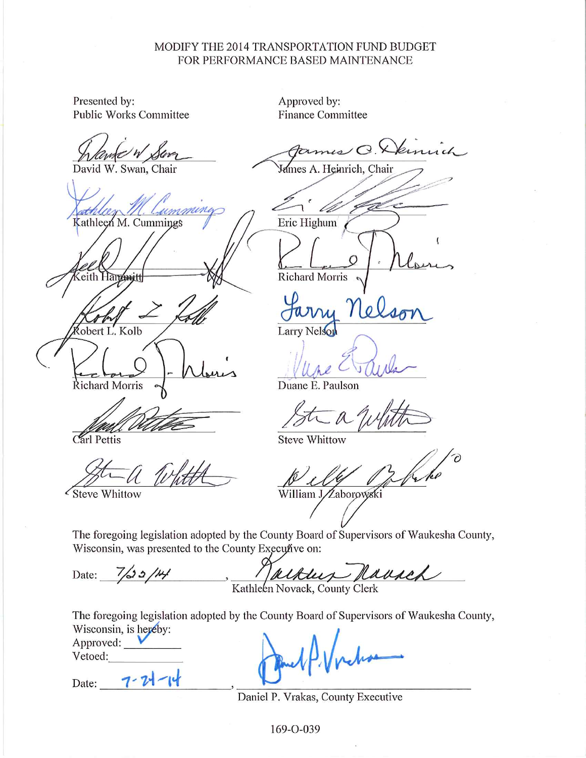MODIFY THE 2014 TRANSPORTATION FUND BUDGET
FOR PERFORMANCE BASED MAINTENANCE

Presented by:
Public Works Committee

David W. Swan, Chair

Kathleen M. Cummings

Keith Hammitt

Robert L. Kolb

Richard Morris

Carl Pettis

Steve Whittow

Approved by:
Finance Committee

James A. Heinrich, Chair

Eric Highum

Richard Morris

Larry Nelson

Duane E. Paulson

Steve Whittow

William J. Zaborowski

The foregoing legislation adopted by the County Board of Supervisors of Waukesha County, Wisconsin, was presented to the County Executive on:

Date: 7/22/14, Kathleen Novack, County Clerk

The foregoing legislation adopted by the County Board of Supervisors of Waukesha County, Wisconsin, is hereby:

Approved: ✓

Vetoed: \_\_\_\_\_\_\_\_

Date: 7-24-14, Daniel P. Vrakas, County Executive

169-O-039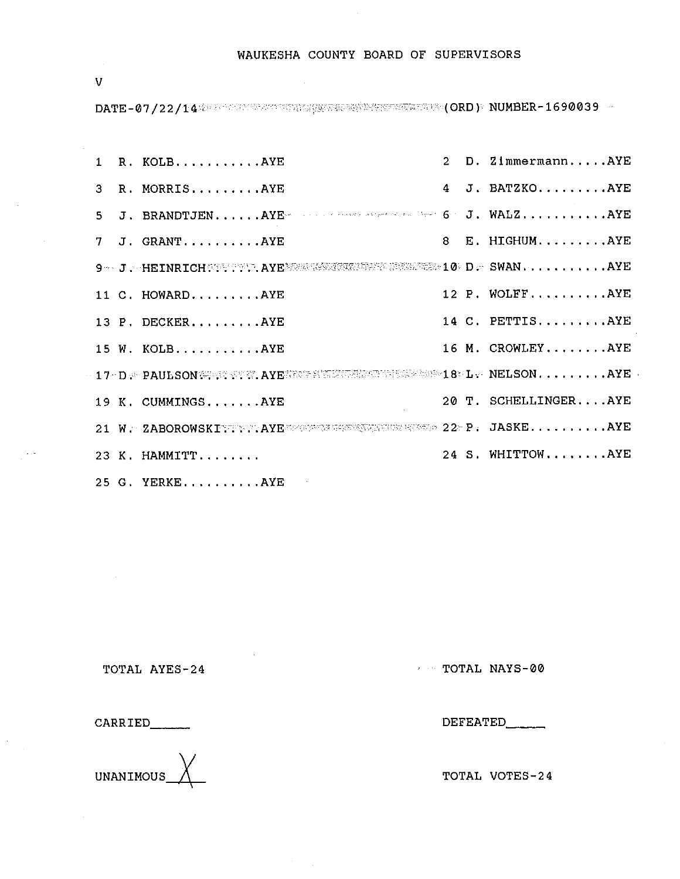# WAUKESHA COUNTY BOARD OF SUPERVISORS

V

DATE-07/22/14 (ORD) NUMBER-1690039

| | | | |
|---|---|---|---|
| 1 | R. KOLB...........AYE | 2 | D. Zimmermann.....AYE |
| 3 | R. MORRIS.........AYE | 4 | J. BATZKO.........AYE |
| 5 | J. BRANDTJEN......AYE | 6 | J. WALZ...........AYE |
| 7 | J. GRANT..........AYE | 8 | E. HIGHUM.........AYE |
| 9 | J. HEINRICH.......AYE | 10 | D. SWAN...........AYE |
| 11 | C. HOWARD.........AYE | 12 | P. WOLFF..........AYE |
| 13 | P. DECKER.........AYE | 14 | C. PETTIS.........AYE |
| 15 | W. KOLB...........AYE | 16 | M. CROWLEY........AYE |
| 17 | D. PAULSON........AYE | 18 | L. NELSON.........AYE |
| 19 | K. CUMMINGS.......AYE | 20 | T. SCHELLINGER....AYE |
| 21 | W. ZABOROWSKI.....AYE | 22 | P. JASKE..........AYE |
| 23 | K. HAMMITT........ | 24 | S. WHITTOW........AYE |
| 25 | G. YERKE..........AYE | | |

TOTAL AYES-24

TOTAL NAYS-00

CARRIED_____

DEFEATED_____

UNANIMOUS X

TOTAL VOTES-24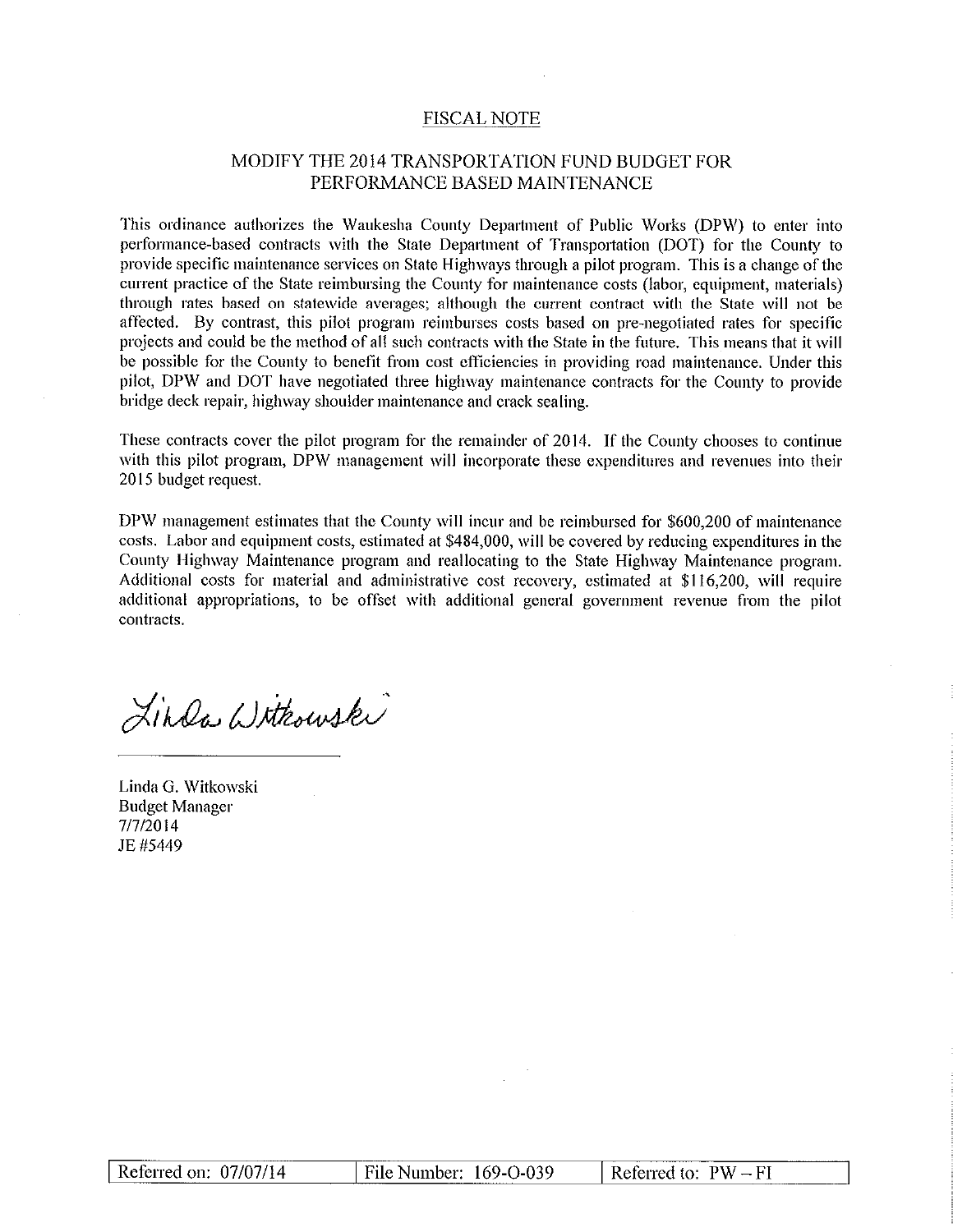# FISCAL NOTE

## MODIFY THE 2014 TRANSPORTATION FUND BUDGET FOR PERFORMANCE BASED MAINTENANCE

This ordinance authorizes the Waukesha County Department of Public Works (DPW) to enter into performance-based contracts with the State Department of Transportation (DOT) for the County to provide specific maintenance services on State Highways through a pilot program. This is a change of the current practice of the State reimbursing the County for maintenance costs (labor, equipment, materials) through rates based on statewide averages; although the current contract with the State will not be affected. By contrast, this pilot program reimburses costs based on pre-negotiated rates for specific projects and could be the method of all such contracts with the State in the future. This means that it will be possible for the County to benefit from cost efficiencies in providing road maintenance. Under this pilot, DPW and DOT have negotiated three highway maintenance contracts for the County to provide bridge deck repair, highway shoulder maintenance and crack sealing.

These contracts cover the pilot program for the remainder of 2014. If the County chooses to continue with this pilot program, DPW management will incorporate these expenditures and revenues into their 2015 budget request.

DPW management estimates that the County will incur and be reimbursed for $600,200 of maintenance costs. Labor and equipment costs, estimated at $484,000, will be covered by reducing expenditures in the County Highway Maintenance program and reallocating to the State Highway Maintenance program. Additional costs for material and administrative cost recovery, estimated at $116,200, will require additional appropriations, to be offset with additional general government revenue from the pilot contracts.

Linda Witkowski

Linda G. Witkowski
Budget Manager
7/7/2014
JE #5449

| Referred on: 07/07/14 | File Number: 169-O-039 | Referred to: PW – FI |
|---|---|---|